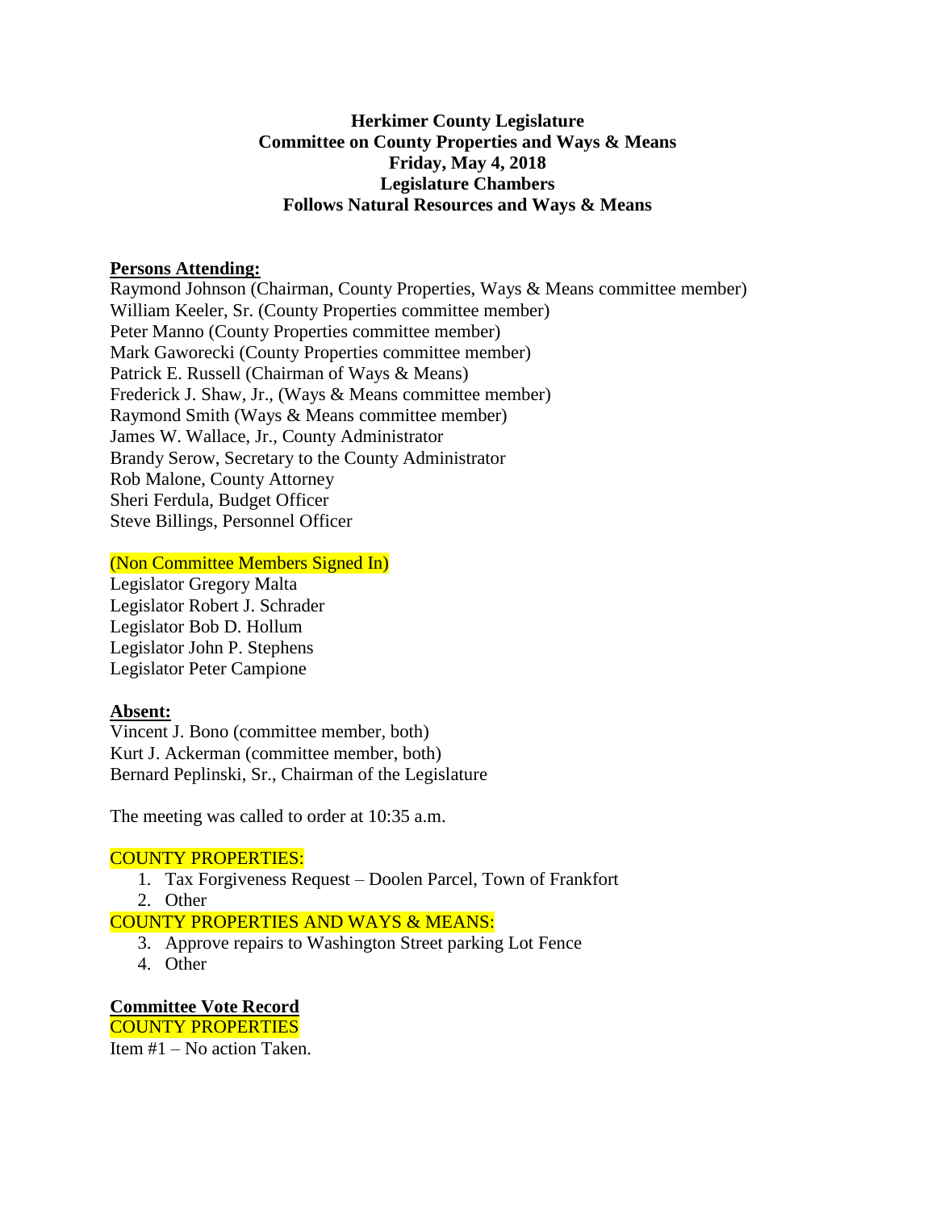**Herkimer County Legislature**
**Committee on County Properties and Ways & Means**
**Friday, May 4, 2018**
**Legislature Chambers**
**Follows Natural Resources and Ways & Means**

**Persons Attending:**

Raymond Johnson (Chairman, County Properties, Ways & Means committee member)
William Keeler, Sr. (County Properties committee member)
Peter Manno (County Properties committee member)
Mark Gaworecki (County Properties committee member)
Patrick E. Russell (Chairman of Ways & Means)
Frederick J. Shaw, Jr., (Ways & Means committee member)
Raymond Smith (Ways & Means committee member)
James W. Wallace, Jr., County Administrator
Brandy Serow, Secretary to the County Administrator
Rob Malone, County Attorney
Sheri Ferdula, Budget Officer
Steve Billings, Personnel Officer

(Non Committee Members Signed In)

Legislator Gregory Malta
Legislator Robert J. Schrader
Legislator Bob D. Hollum
Legislator John P. Stephens
Legislator Peter Campione

**Absent:**

Vincent J. Bono (committee member, both)
Kurt J. Ackerman (committee member, both)
Bernard Peplinski, Sr., Chairman of the Legislature

The meeting was called to order at 10:35 a.m.

COUNTY PROPERTIES:

1. Tax Forgiveness Request – Doolen Parcel, Town of Frankfort
2. Other

COUNTY PROPERTIES AND WAYS & MEANS:

3. Approve repairs to Washington Street parking Lot Fence
4. Other

**Committee Vote Record**

COUNTY PROPERTIES

Item #1 – No action Taken.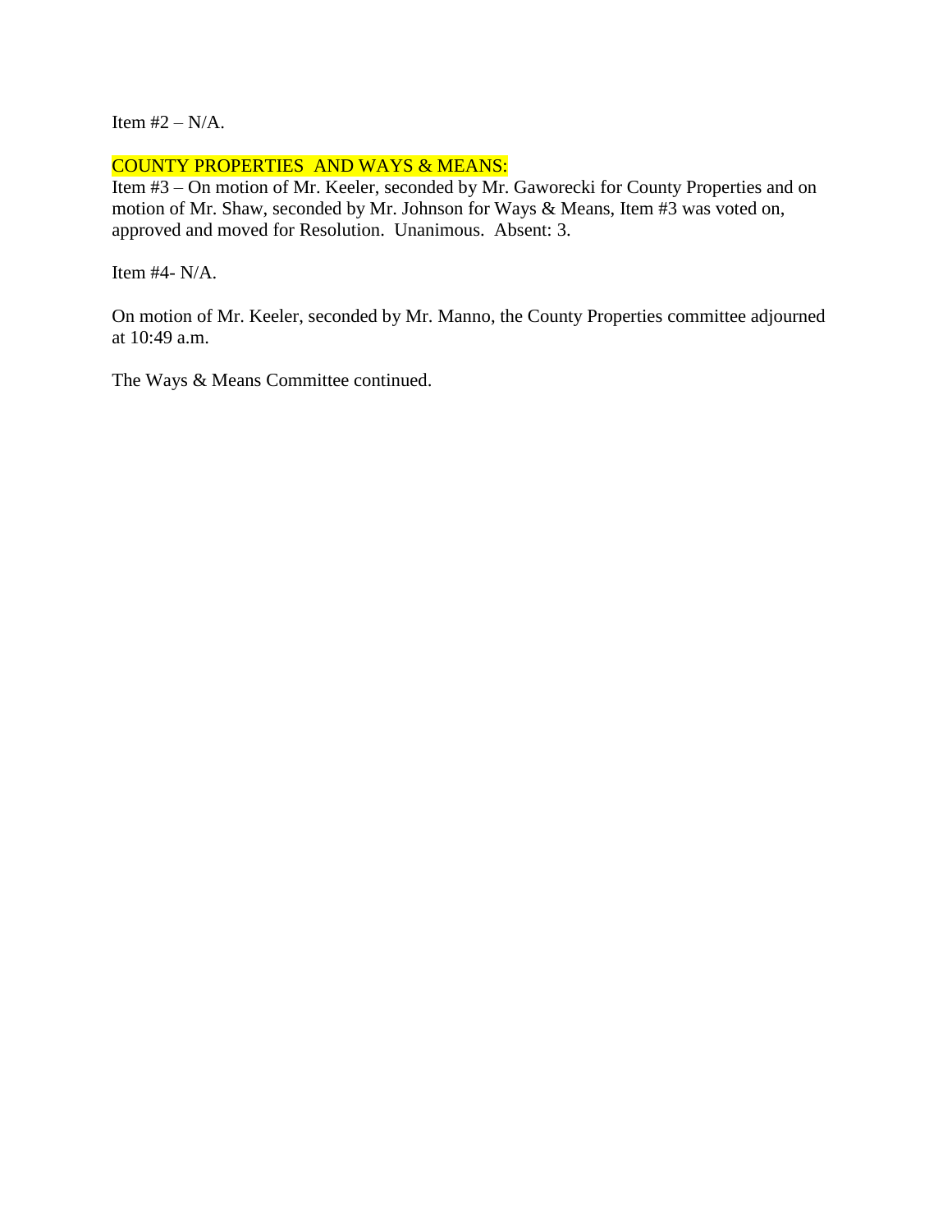Item #2 – N/A.

COUNTY PROPERTIES  AND WAYS & MEANS:

Item #3 – On motion of Mr. Keeler, seconded by Mr. Gaworecki for County Properties and on motion of Mr. Shaw, seconded by Mr. Johnson for Ways & Means, Item #3 was voted on, approved and moved for Resolution.  Unanimous.  Absent: 3.

Item #4- N/A.

On motion of Mr. Keeler, seconded by Mr. Manno, the County Properties committee adjourned at 10:49 a.m.

The Ways & Means Committee continued.